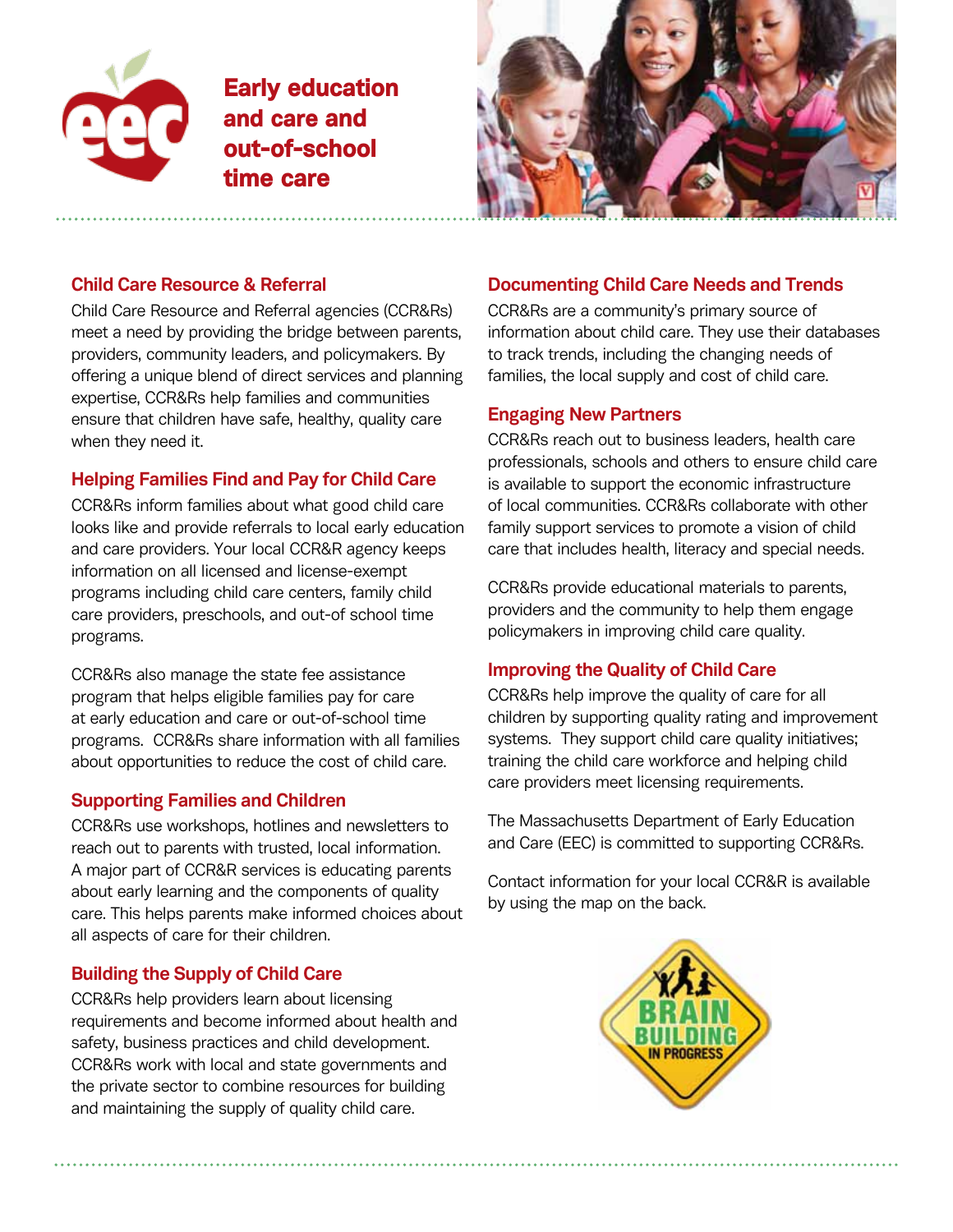# Early education and care and out-of-school time care

## Child Care Resource & Referral

Child Care Resource and Referral agencies (CCR&Rs) meet a need by providing the bridge between parents, providers, community leaders, and policymakers. By offering a unique blend of direct services and planning expertise, CCR&Rs help families and communities ensure that children have safe, healthy, quality care when they need it.

## Helping Families Find and Pay for Child Care

CCR&Rs inform families about what good child care looks like and provide referrals to local early education and care providers. Your local CCR&R agency keeps information on all licensed and license-exempt programs including child care centers, family child care providers, preschools, and out-of school time programs.

CCR&Rs also manage the state fee assistance program that helps eligible families pay for care at early education and care or out-of-school time programs. CCR&Rs share information with all families about opportunities to reduce the cost of child care.

## Supporting Families and Children

CCR&Rs use workshops, hotlines and newsletters to reach out to parents with trusted, local information. A major part of CCR&R services is educating parents about early learning and the components of quality care. This helps parents make informed choices about all aspects of care for their children.

## Building the Supply of Child Care

CCR&Rs help providers learn about licensing requirements and become informed about health and safety, business practices and child development. CCR&Rs work with local and state governments and the private sector to combine resources for building and maintaining the supply of quality child care.

## Documenting Child Care Needs and Trends

CCR&Rs are a community's primary source of information about child care. They use their databases to track trends, including the changing needs of families, the local supply and cost of child care.

## Engaging New Partners

CCR&Rs reach out to business leaders, health care professionals, schools and others to ensure child care is available to support the economic infrastructure of local communities. CCR&Rs collaborate with other family support services to promote a vision of child care that includes health, literacy and special needs.

CCR&Rs provide educational materials to parents, providers and the community to help them engage policymakers in improving child care quality.

## Improving the Quality of Child Care

CCR&Rs help improve the quality of care for all children by supporting quality rating and improvement systems. They support child care quality initiatives; training the child care workforce and helping child care providers meet licensing requirements.

The Massachusetts Department of Early Education and Care (EEC) is committed to supporting CCR&Rs.

Contact information for your local CCR&R is available by using the map on the back.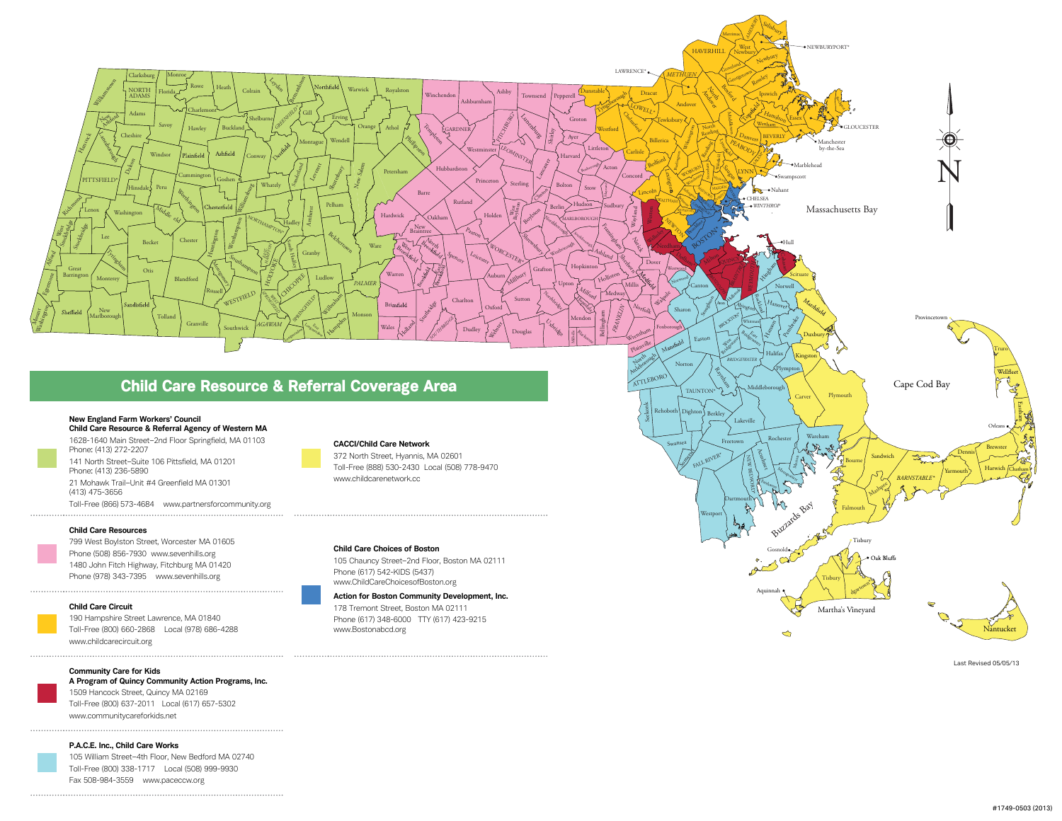## Child Care Resource & Referral Coverage Area

**New England Farm Workers' Council**
**Child Care Resource & Referral Agency of Western MA**
1628-1640 Main Street–2nd Floor Springfield, MA 01103
Phone: (413) 272-2207
141 North Street–Suite 106 Pittsfield, MA 01201
Phone: (413) 236-5890
21 Mohawk Trail–Unit #4 Greenfield MA 01301
(413) 475-3656
Toll-Free (866) 573-4684 www.partnersforcommunity.org

**Child Care Resources**
799 West Boylston Street, Worcester MA 01605
Phone (508) 856-7930 www.sevenhills.org
1480 John Fitch Highway, Fitchburg MA 01420
Phone (978) 343-7395 www.sevenhills.org

**Child Care Circuit**
190 Hampshire Street Lawrence, MA 01840
Toll-Free (800) 660-2868 Local (978) 686-4288
www.childcarecircuit.org

**Community Care for Kids**
**A Program of Quincy Community Action Programs, Inc.**
1509 Hancock Street, Quincy MA 02169
Toll-Free (800) 637-2011 Local (617) 657-5302
www.communitycareforkids.net

**P.A.C.E. Inc., Child Care Works**
105 William Street–4th Floor, New Bedford MA 02740
Toll-Free (800) 338-1717 Local (508) 999-9930
Fax 508-984-3559 www.paceccw.org

**CACCI/Child Care Network**
372 North Street, Hyannis, MA 02601
Toll-Free (888) 530-2430 Local (508) 778-9470
www.childcarenetwork.cc

**Child Care Choices of Boston**
105 Chauncy Street–2nd Floor, Boston MA 02111
Phone (617) 542-KIDS (5437)
www.ChildCareChoicesofBoston.org

**Action for Boston Community Development, Inc.**
178 Tremont Street, Boston MA 02111
Phone (617) 348-6000 TTY (617) 423-9215
www.Bostonabcd.org

Last Revised 05/05/13

#1749-0503 (2013)